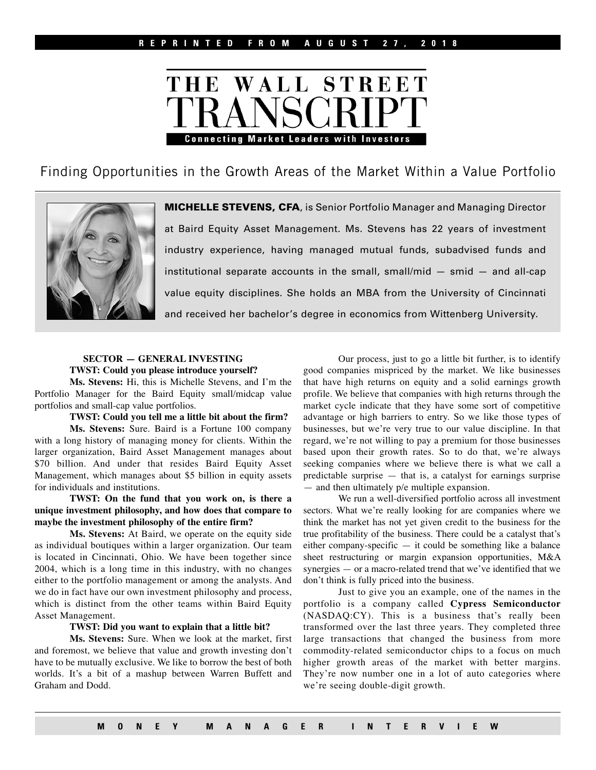REPRINTED FROM AUGUST 27, 2018

# THE WALL STREET TRANSCRIPT

**Connecting Market Leaders with Investors**

## Finding Opportunities in the Growth Areas of the Market Within a Value Portfolio

**MICHELLE STEVENS, CFA**, is Senior Portfolio Manager and Managing Director at Baird Equity Asset Management. Ms. Stevens has 22 years of investment industry experience, having managed mutual funds, subadvised funds and institutional separate accounts in the small, small/mid — smid — and all-cap value equity disciplines. She holds an MBA from the University of Cincinnati and received her bachelor's degree in economics from Wittenberg University.

**SECTOR — GENERAL INVESTING**

**TWST: Could you please introduce yourself?**

**Ms. Stevens:** Hi, this is Michelle Stevens, and I'm the Portfolio Manager for the Baird Equity small/midcap value portfolios and small-cap value portfolios.

**TWST: Could you tell me a little bit about the firm?**

**Ms. Stevens:** Sure. Baird is a Fortune 100 company with a long history of managing money for clients. Within the larger organization, Baird Asset Management manages about $70 billion. And under that resides Baird Equity Asset Management, which manages about $5 billion in equity assets for individuals and institutions.

**TWST: On the fund that you work on, is there a unique investment philosophy, and how does that compare to maybe the investment philosophy of the entire firm?**

**Ms. Stevens:** At Baird, we operate on the equity side as individual boutiques within a larger organization. Our team is located in Cincinnati, Ohio. We have been together since 2004, which is a long time in this industry, with no changes either to the portfolio management or among the analysts. And we do in fact have our own investment philosophy and process, which is distinct from the other teams within Baird Equity Asset Management.

**TWST: Did you want to explain that a little bit?**

**Ms. Stevens:** Sure. When we look at the market, first and foremost, we believe that value and growth investing don't have to be mutually exclusive. We like to borrow the best of both worlds. It's a bit of a mashup between Warren Buffett and Graham and Dodd.

Our process, just to go a little bit further, is to identify good companies mispriced by the market. We like businesses that have high returns on equity and a solid earnings growth profile. We believe that companies with high returns through the market cycle indicate that they have some sort of competitive advantage or high barriers to entry. So we like those types of businesses, but we're very true to our value discipline. In that regard, we're not willing to pay a premium for those businesses based upon their growth rates. So to do that, we're always seeking companies where we believe there is what we call a predictable surprise — that is, a catalyst for earnings surprise — and then ultimately p/e multiple expansion.

We run a well-diversified portfolio across all investment sectors. What we're really looking for are companies where we think the market has not yet given credit to the business for the true profitability of the business. There could be a catalyst that's either company-specific — it could be something like a balance sheet restructuring or margin expansion opportunities, M&A synergies — or a macro-related trend that we've identified that we don't think is fully priced into the business.

Just to give you an example, one of the names in the portfolio is a company called **Cypress Semiconductor** (NASDAQ:CY). This is a business that's really been transformed over the last three years. They completed three large transactions that changed the business from more commodity-related semiconductor chips to a focus on much higher growth areas of the market with better margins. They're now number one in a lot of auto categories where we're seeing double-digit growth.

MONEY MANAGER INTERVIEW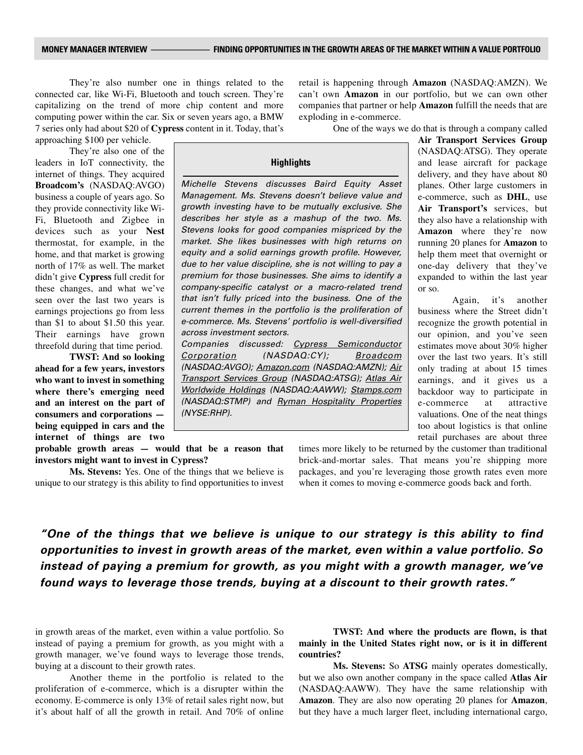They're also number one in things related to the connected car, like Wi-Fi, Bluetooth and touch screen. They're capitalizing on the trend of more chip content and more computing power within the car. Six or seven years ago, a BMW 7 series only had about $20 of **Cypress** content in it. Today, that's approaching $100 per vehicle.

They're also one of the leaders in IoT connectivity, the internet of things. They acquired **Broadcom's** (NASDAQ:AVGO) business a couple of years ago. So they provide connectivity like Wi-Fi, Bluetooth and Zigbee in devices such as your **Nest** thermostat, for example, in the home, and that market is growing north of 17% as well. The market didn't give **Cypress** full credit for these changes, and what we've seen over the last two years is earnings projections go from less than $1 to about $1.50 this year. Their earnings have grown threefold during that time period.

**Highlights**

*Michelle Stevens discusses Baird Equity Asset Management. Ms. Stevens doesn't believe value and growth investing have to be mutually exclusive. She describes her style as a mashup of the two. Ms. Stevens looks for good companies mispriced by the market. She likes businesses with high returns on equity and a solid earnings growth profile. However, due to her value discipline, she is not willing to pay a premium for those businesses. She aims to identify a company-specific catalyst or a macro-related trend that isn't fully priced into the business. One of the current themes in the portfolio is the proliferation of e-commerce. Ms. Stevens' portfolio is well-diversified across investment sectors.*

*Companies discussed: Cypress Semiconductor Corporation (NASDAQ:CY); Broadcom (NASDAQ:AVGO); Amazon.com (NASDAQ:AMZN); Air Transport Services Group (NASDAQ:ATSG); Atlas Air Worldwide Holdings (NASDAQ:AAWW); Stamps.com (NASDAQ:STMP) and Ryman Hospitality Properties (NYSE:RHP).*

**TWST: And so looking ahead for a few years, investors who want to invest in something where there's emerging need and an interest on the part of consumers and corporations — being equipped in cars and the internet of things are two probable growth areas — would that be a reason that investors might want to invest in Cypress?**

**Ms. Stevens:** Yes. One of the things that we believe is unique to our strategy is this ability to find opportunities to invest in growth areas of the market, even within a value portfolio. So instead of paying a premium for growth, as you might with a growth manager, we've found ways to leverage those trends, buying at a discount to their growth rates.

Another theme in the portfolio is related to the proliferation of e-commerce, which is a disrupter within the economy. E-commerce is only 13% of retail sales right now, but it's about half of all the growth in retail. And 70% of online retail is happening through **Amazon** (NASDAQ:AMZN). We can't own **Amazon** in our portfolio, but we can own other companies that partner or help **Amazon** fulfill the needs that are exploding in e-commerce.

One of the ways we do that is through a company called **Air Transport Services Group** (NASDAQ:ATSG). They operate and lease aircraft for package delivery, and they have about 80 planes. Other large customers in e-commerce, such as **DHL**, use **Air Transport's** services, but they also have a relationship with **Amazon** where they're now running 20 planes for **Amazon** to help them meet that overnight or one-day delivery that they've expanded to within the last year or so.

Again, it's another business where the Street didn't recognize the growth potential in our opinion, and you've seen estimates move about 30% higher over the last two years. It's still only trading at about 15 times earnings, and it gives us a backdoor way to participate in e-commerce at attractive valuations. One of the neat things too about logistics is that online retail purchases are about three times more likely to be returned by the customer than traditional brick-and-mortar sales. That means you're shipping more packages, and you're leveraging those growth rates even more when it comes to moving e-commerce goods back and forth.

***"One of the things that we believe is unique to our strategy is this ability to find opportunities to invest in growth areas of the market, even within a value portfolio. So instead of paying a premium for growth, as you might with a growth manager, we've found ways to leverage those trends, buying at a discount to their growth rates."***

**TWST: And where the products are flown, is that mainly in the United States right now, or is it in different countries?**

**Ms. Stevens:** So **ATSG** mainly operates domestically, but we also own another company in the space called **Atlas Air** (NASDAQ:AAWW). They have the same relationship with **Amazon**. They are also now operating 20 planes for **Amazon**, but they have a much larger fleet, including international cargo,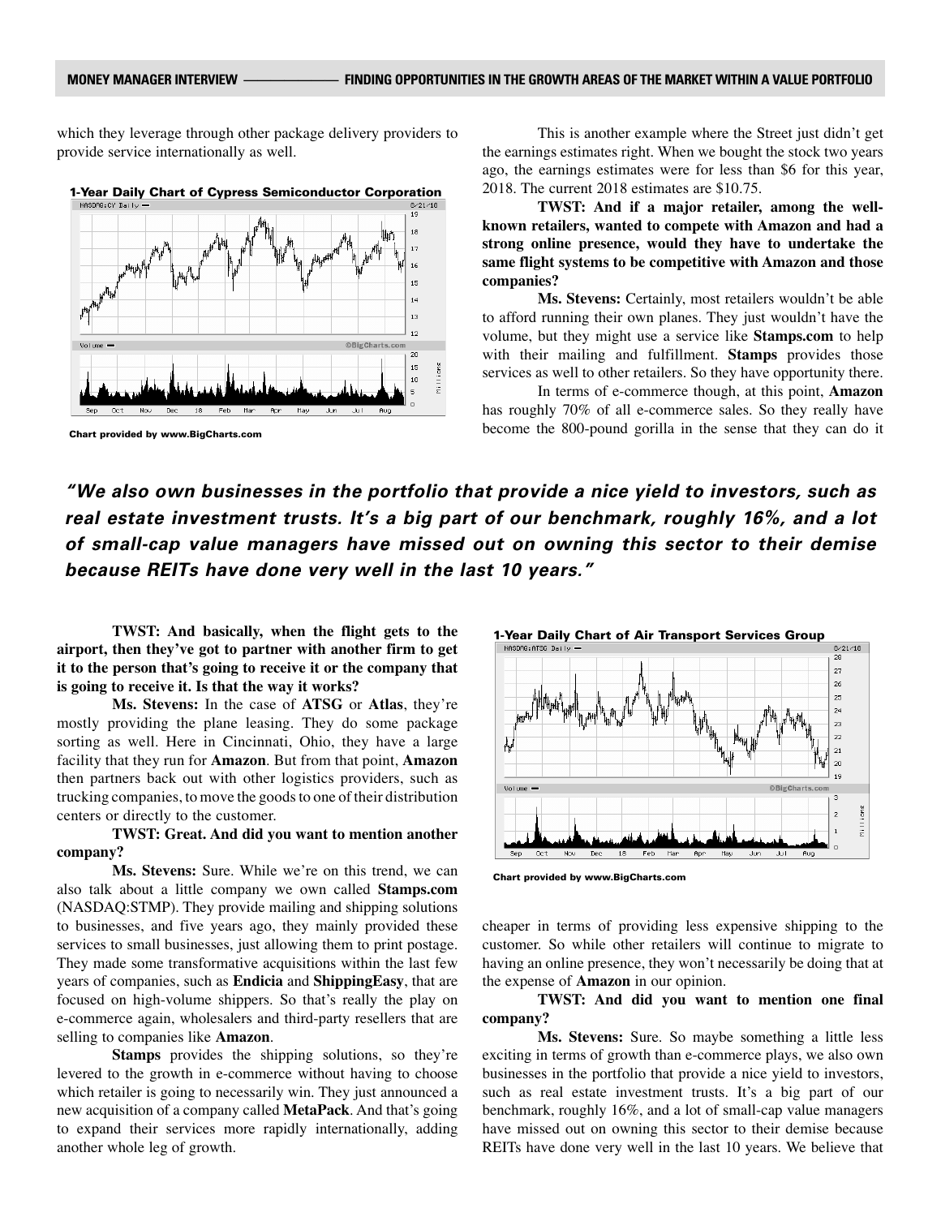which they leverage through other package delivery providers to provide service internationally as well.

**1-Year Daily Chart of Cypress Semiconductor Corporation**

Chart provided by www.BigCharts.com

This is another example where the Street just didn't get the earnings estimates right. When we bought the stock two years ago, the earnings estimates were for less than $6 for this year, 2018. The current 2018 estimates are $10.75.

**TWST: And if a major retailer, among the well-known retailers, wanted to compete with Amazon and had a strong online presence, would they have to undertake the same flight systems to be competitive with Amazon and those companies?**

**Ms. Stevens:** Certainly, most retailers wouldn't be able to afford running their own planes. They just wouldn't have the volume, but they might use a service like **Stamps.com** to help with their mailing and fulfillment. **Stamps** provides those services as well to other retailers. So they have opportunity there.

In terms of e-commerce though, at this point, **Amazon** has roughly 70% of all e-commerce sales. So they really have become the 800-pound gorilla in the sense that they can do it cheaper in terms of providing less expensive shipping to the customer. So while other retailers will continue to migrate to having an online presence, they won't necessarily be doing that at the expense of **Amazon** in our opinion.

***"We also own businesses in the portfolio that provide a nice yield to investors, such as real estate investment trusts. It's a big part of our benchmark, roughly 16%, and a lot of small-cap value managers have missed out on owning this sector to their demise because REITs have done very well in the last 10 years."***

**TWST: And basically, when the flight gets to the airport, then they've got to partner with another firm to get it to the person that's going to receive it or the company that is going to receive it. Is that the way it works?**

**Ms. Stevens:** In the case of **ATSG** or **Atlas**, they're mostly providing the plane leasing. They do some package sorting as well. Here in Cincinnati, Ohio, they have a large facility that they run for **Amazon**. But from that point, **Amazon** then partners back out with other logistics providers, such as trucking companies, to move the goods to one of their distribution centers or directly to the customer.

**TWST: Great. And did you want to mention another company?**

**Ms. Stevens:** Sure. While we're on this trend, we can also talk about a little company we own called **Stamps.com** (NASDAQ:STMP). They provide mailing and shipping solutions to businesses, and five years ago, they mainly provided these services to small businesses, just allowing them to print postage. They made some transformative acquisitions within the last few years of companies, such as **Endicia** and **ShippingEasy**, that are focused on high-volume shippers. So that's really the play on e-commerce again, wholesalers and third-party resellers that are selling to companies like **Amazon**.

**Stamps** provides the shipping solutions, so they're levered to the growth in e-commerce without having to choose which retailer is going to necessarily win. They just announced a new acquisition of a company called **MetaPack**. And that's going to expand their services more rapidly internationally, adding another whole leg of growth.

**1-Year Daily Chart of Air Transport Services Group**

Chart provided by www.BigCharts.com

**TWST: And did you want to mention one final company?**

**Ms. Stevens:** Sure. So maybe something a little less exciting in terms of growth than e-commerce plays, we also own businesses in the portfolio that provide a nice yield to investors, such as real estate investment trusts. It's a big part of our benchmark, roughly 16%, and a lot of small-cap value managers have missed out on owning this sector to their demise because REITs have done very well in the last 10 years. We believe that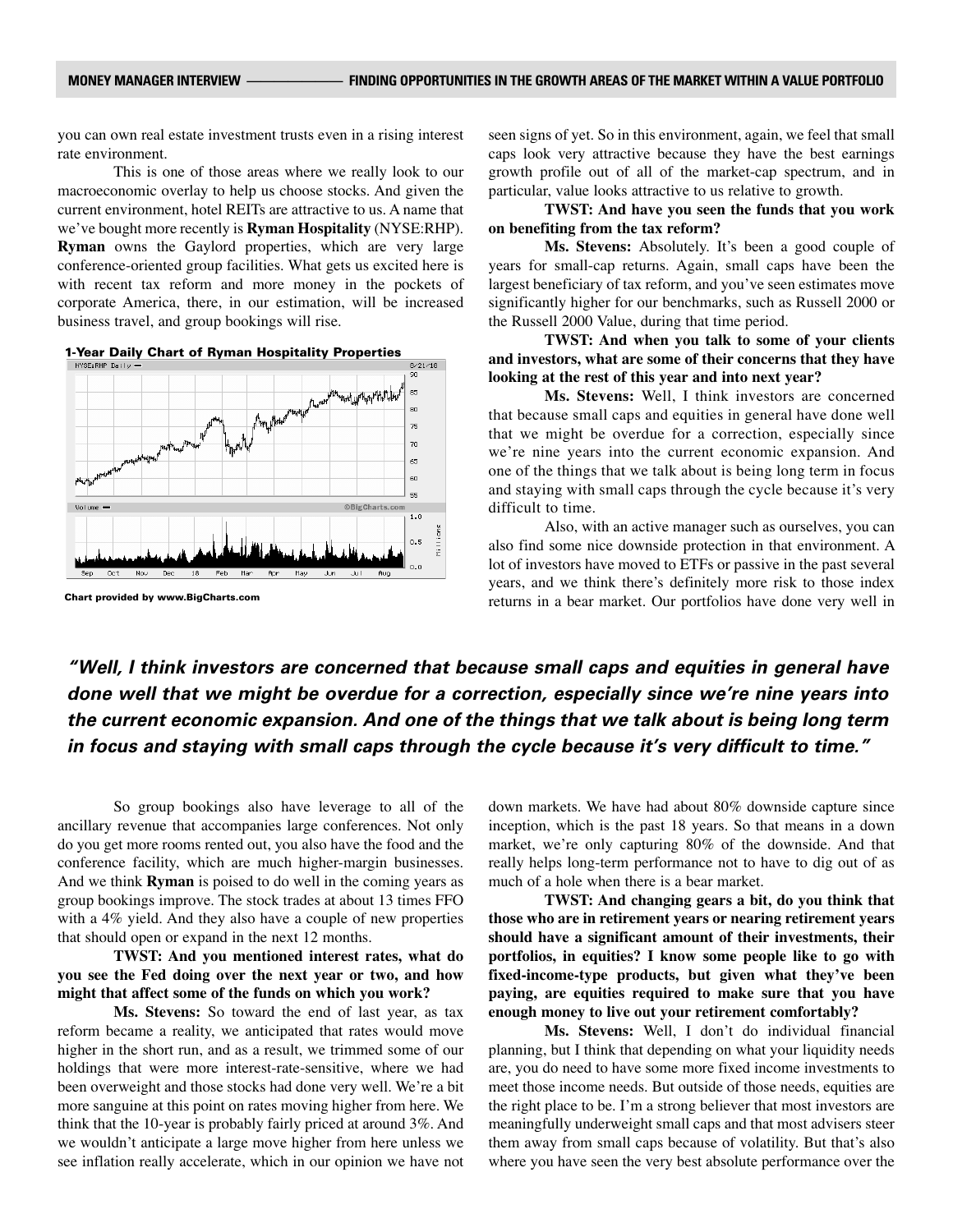you can own real estate investment trusts even in a rising interest rate environment.

This is one of those areas where we really look to our macroeconomic overlay to help us choose stocks. And given the current environment, hotel REITs are attractive to us. A name that we've bought more recently is **Ryman Hospitality** (NYSE:RHP). **Ryman** owns the Gaylord properties, which are very large conference-oriented group facilities. What gets us excited here is with recent tax reform and more money in the pockets of corporate America, there, in our estimation, will be increased business travel, and group bookings will rise.

**1-Year Daily Chart of Ryman Hospitality Properties**

Chart provided by www.BigCharts.com

So group bookings also have leverage to all of the ancillary revenue that accompanies large conferences. Not only do you get more rooms rented out, you also have the food and the conference facility, which are much higher-margin businesses. And we think **Ryman** is poised to do well in the coming years as group bookings improve. The stock trades at about 13 times FFO with a 4% yield. And they also have a couple of new properties that should open or expand in the next 12 months.

**TWST: And you mentioned interest rates, what do you see the Fed doing over the next year or two, and how might that affect some of the funds on which you work?**

**Ms. Stevens:** So toward the end of last year, as tax reform became a reality, we anticipated that rates would move higher in the short run, and as a result, we trimmed some of our holdings that were more interest-rate-sensitive, where we had been overweight and those stocks had done very well. We're a bit more sanguine at this point on rates moving higher from here. We think that the 10-year is probably fairly priced at around 3%. And we wouldn't anticipate a large move higher from here unless we see inflation really accelerate, which in our opinion we have not seen signs of yet. So in this environment, again, we feel that small caps look very attractive because they have the best earnings growth profile out of all of the market-cap spectrum, and in particular, value looks attractive to us relative to growth.

**TWST: And have you seen the funds that you work on benefiting from the tax reform?**

**Ms. Stevens:** Absolutely. It's been a good couple of years for small-cap returns. Again, small caps have been the largest beneficiary of tax reform, and you've seen estimates move significantly higher for our benchmarks, such as Russell 2000 or the Russell 2000 Value, during that time period.

**TWST: And when you talk to some of your clients and investors, what are some of their concerns that they have looking at the rest of this year and into next year?**

**Ms. Stevens:** Well, I think investors are concerned that because small caps and equities in general have done well that we might be overdue for a correction, especially since we're nine years into the current economic expansion. And one of the things that we talk about is being long term in focus and staying with small caps through the cycle because it's very difficult to time.

Also, with an active manager such as ourselves, you can also find some nice downside protection in that environment. A lot of investors have moved to ETFs or passive in the past several years, and we think there's definitely more risk to those index returns in a bear market. Our portfolios have done very well in down markets. We have had about 80% downside capture since inception, which is the past 18 years. So that means in a down market, we're only capturing 80% of the downside. And that really helps long-term performance not to have to dig out of as much of a hole when there is a bear market.

> ***"Well, I think investors are concerned that because small caps and equities in general have done well that we might be overdue for a correction, especially since we're nine years into the current economic expansion. And one of the things that we talk about is being long term in focus and staying with small caps through the cycle because it's very difficult to time."***

**TWST: And changing gears a bit, do you think that those who are in retirement years or nearing retirement years should have a significant amount of their investments, their portfolios, in equities? I know some people like to go with fixed-income-type products, but given what they've been paying, are equities required to make sure that you have enough money to live out your retirement comfortably?**

**Ms. Stevens:** Well, I don't do individual financial planning, but I think that depending on what your liquidity needs are, you do need to have some more fixed income investments to meet those income needs. But outside of those needs, equities are the right place to be. I'm a strong believer that most investors are meaningfully underweight small caps and that most advisers steer them away from small caps because of volatility. But that's also where you have seen the very best absolute performance over the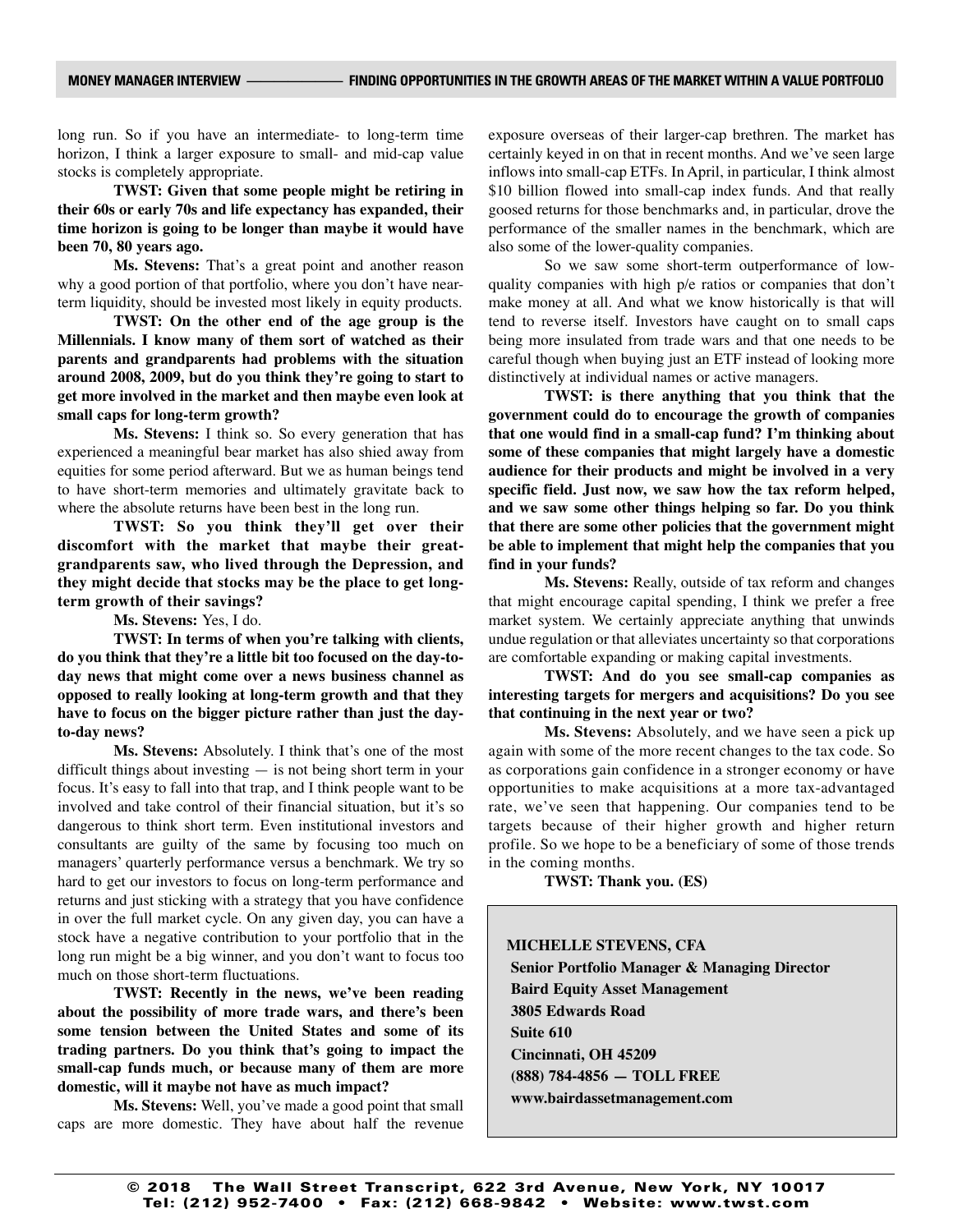long run. So if you have an intermediate- to long-term time horizon, I think a larger exposure to small- and mid-cap value stocks is completely appropriate.

**TWST: Given that some people might be retiring in their 60s or early 70s and life expectancy has expanded, their time horizon is going to be longer than maybe it would have been 70, 80 years ago.**

**Ms. Stevens:** That's a great point and another reason why a good portion of that portfolio, where you don't have near-term liquidity, should be invested most likely in equity products.

**TWST: On the other end of the age group is the Millennials. I know many of them sort of watched as their parents and grandparents had problems with the situation around 2008, 2009, but do you think they're going to start to get more involved in the market and then maybe even look at small caps for long-term growth?**

**Ms. Stevens:** I think so. So every generation that has experienced a meaningful bear market has also shied away from equities for some period afterward. But we as human beings tend to have short-term memories and ultimately gravitate back to where the absolute returns have been best in the long run.

**TWST: So you think they'll get over their discomfort with the market that maybe their great-grandparents saw, who lived through the Depression, and they might decide that stocks may be the place to get long-term growth of their savings?**

**Ms. Stevens:** Yes, I do.

**TWST: In terms of when you're talking with clients, do you think that they're a little bit too focused on the day-to-day news that might come over a news business channel as opposed to really looking at long-term growth and that they have to focus on the bigger picture rather than just the day-to-day news?**

**Ms. Stevens:** Absolutely. I think that's one of the most difficult things about investing — is not being short term in your focus. It's easy to fall into that trap, and I think people want to be involved and take control of their financial situation, but it's so dangerous to think short term. Even institutional investors and consultants are guilty of the same by focusing too much on managers' quarterly performance versus a benchmark. We try so hard to get our investors to focus on long-term performance and returns and just sticking with a strategy that you have confidence in over the full market cycle. On any given day, you can have a stock have a negative contribution to your portfolio that in the long run might be a big winner, and you don't want to focus too much on those short-term fluctuations.

**TWST: Recently in the news, we've been reading about the possibility of more trade wars, and there's been some tension between the United States and some of its trading partners. Do you think that's going to impact the small-cap funds much, or because many of them are more domestic, will it maybe not have as much impact?**

**Ms. Stevens:** Well, you've made a good point that small caps are more domestic. They have about half the revenue exposure overseas of their larger-cap brethren. The market has certainly keyed in on that in recent months. And we've seen large inflows into small-cap ETFs. In April, in particular, I think almost $10 billion flowed into small-cap index funds. And that really goosed returns for those benchmarks and, in particular, drove the performance of the smaller names in the benchmark, which are also some of the lower-quality companies.

So we saw some short-term outperformance of low-quality companies with high p/e ratios or companies that don't make money at all. And what we know historically is that will tend to reverse itself. Investors have caught on to small caps being more insulated from trade wars and that one needs to be careful though when buying just an ETF instead of looking more distinctively at individual names or active managers.

**TWST: is there anything that you think that the government could do to encourage the growth of companies that one would find in a small-cap fund? I'm thinking about some of these companies that might largely have a domestic audience for their products and might be involved in a very specific field. Just now, we saw how the tax reform helped, and we saw some other things helping so far. Do you think that there are some other policies that the government might be able to implement that might help the companies that you find in your funds?**

**Ms. Stevens:** Really, outside of tax reform and changes that might encourage capital spending, I think we prefer a free market system. We certainly appreciate anything that unwinds undue regulation or that alleviates uncertainty so that corporations are comfortable expanding or making capital investments.

**TWST: And do you see small-cap companies as interesting targets for mergers and acquisitions? Do you see that continuing in the next year or two?**

**Ms. Stevens:** Absolutely, and we have seen a pick up again with some of the more recent changes to the tax code. So as corporations gain confidence in a stronger economy or have opportunities to make acquisitions at a more tax-advantaged rate, we've seen that happening. Our companies tend to be targets because of their higher growth and higher return profile. So we hope to be a beneficiary of some of those trends in the coming months.

**TWST: Thank you. (ES)**

**MICHELLE STEVENS, CFA**
**Senior Portfolio Manager & Managing Director**
**Baird Equity Asset Management**
**3805 Edwards Road**
**Suite 610**
**Cincinnati, OH 45209**
**(888) 784-4856 — TOLL FREE**
**www.bairdassetmanagement.com**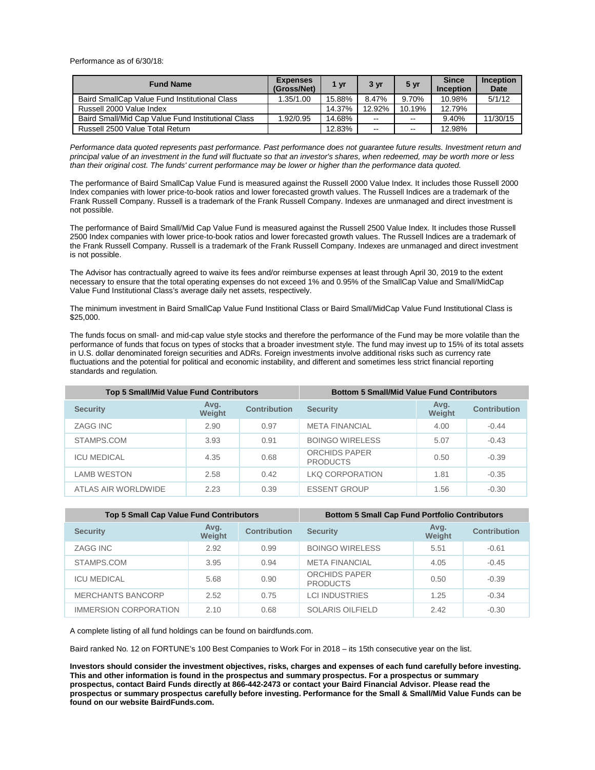Performance as of 6/30/18:

| Fund Name | Expenses (Gross/Net) | 1 yr | 3 yr | 5 yr | Since Inception | Inception Date |
|---|---|---|---|---|---|---|
| Baird SmallCap Value Fund Institutional Class | 1.35/1.00 | 15.88% | 8.47% | 9.70% | 10.98% | 5/1/12 |
| Russell 2000 Value Index | | 14.37% | 12.92% | 10.19% | 12.79% | |
| Baird Small/Mid Cap Value Fund Institutional Class | 1.92/0.95 | 14.68% | -- | -- | 9.40% | 11/30/15 |
| Russell 2500 Value Total Return | | 12.83% | -- | -- | 12.98% | |

*Performance data quoted represents past performance. Past performance does not guarantee future results. Investment return and principal value of an investment in the fund will fluctuate so that an investor's shares, when redeemed, may be worth more or less than their original cost. The funds' current performance may be lower or higher than the performance data quoted.*

The performance of Baird SmallCap Value Fund is measured against the Russell 2000 Value Index. It includes those Russell 2000 Index companies with lower price-to-book ratios and lower forecasted growth values. The Russell Indices are a trademark of the Frank Russell Company. Russell is a trademark of the Frank Russell Company. Indexes are unmanaged and direct investment is not possible.

The performance of Baird Small/Mid Cap Value Fund is measured against the Russell 2500 Value Index. It includes those Russell 2500 Index companies with lower price-to-book ratios and lower forecasted growth values. The Russell Indices are a trademark of the Frank Russell Company. Russell is a trademark of the Frank Russell Company. Indexes are unmanaged and direct investment is not possible.

The Advisor has contractually agreed to waive its fees and/or reimburse expenses at least through April 30, 2019 to the extent necessary to ensure that the total operating expenses do not exceed 1% and 0.95% of the SmallCap Value and Small/MidCap Value Fund Institutional Class's average daily net assets, respectively.

The minimum investment in Baird SmallCap Value Fund Institional Class or Baird Small/MidCap Value Fund Institutional Class is $25,000.

The funds focus on small- and mid-cap value style stocks and therefore the performance of the Fund may be more volatile than the performance of funds that focus on types of stocks that a broader investment style. The fund may invest up to 15% of its total assets in U.S. dollar denominated foreign securities and ADRs. Foreign investments involve additional risks such as currency rate fluctuations and the potential for political and economic instability, and different and sometimes less strict financial reporting standards and regulation.

| Top 5 Small/Mid Value Fund Contributors | | | Bottom 5 Small/Mid Value Fund Contributors | | |
|---|---|---|---|---|---|
| Security | Avg. Weight | Contribution | Security | Avg. Weight | Contribution |
| ZAGG INC | 2.90 | 0.97 | META FINANCIAL | 4.00 | -0.44 |
| STAMPS.COM | 3.93 | 0.91 | BOINGO WIRELESS | 5.07 | -0.43 |
| ICU MEDICAL | 4.35 | 0.68 | ORCHIDS PAPER PRODUCTS | 0.50 | -0.39 |
| LAMB WESTON | 2.58 | 0.42 | LKQ CORPORATION | 1.81 | -0.35 |
| ATLAS AIR WORLDWIDE | 2.23 | 0.39 | ESSENT GROUP | 1.56 | -0.30 |

| Top 5 Small Cap Value Fund Contributors | | | Bottom 5 Small Cap Fund Portfolio Contributors | | |
|---|---|---|---|---|---|
| Security | Avg. Weight | Contribution | Security | Avg. Weight | Contribution |
| ZAGG INC | 2.92 | 0.99 | BOINGO WIRELESS | 5.51 | -0.61 |
| STAMPS.COM | 3.95 | 0.94 | META FINANCIAL | 4.05 | -0.45 |
| ICU MEDICAL | 5.68 | 0.90 | ORCHIDS PAPER PRODUCTS | 0.50 | -0.39 |
| MERCHANTS BANCORP | 2.52 | 0.75 | LCI INDUSTRIES | 1.25 | -0.34 |
| IMMERSION CORPORATION | 2.10 | 0.68 | SOLARIS OILFIELD | 2.42 | -0.30 |

A complete listing of all fund holdings can be found on bairdfunds.com.

Baird ranked No. 12 on FORTUNE's 100 Best Companies to Work For in 2018 – its 15th consecutive year on the list.

**Investors should consider the investment objectives, risks, charges and expenses of each fund carefully before investing. This and other information is found in the prospectus and summary prospectus. For a prospectus or summary prospectus, contact Baird Funds directly at 866-442-2473 or contact your Baird Financial Advisor. Please read the prospectus or summary prospectus carefully before investing. Performance for the Small & Small/Mid Value Funds can be found on our website BairdFunds.com.**